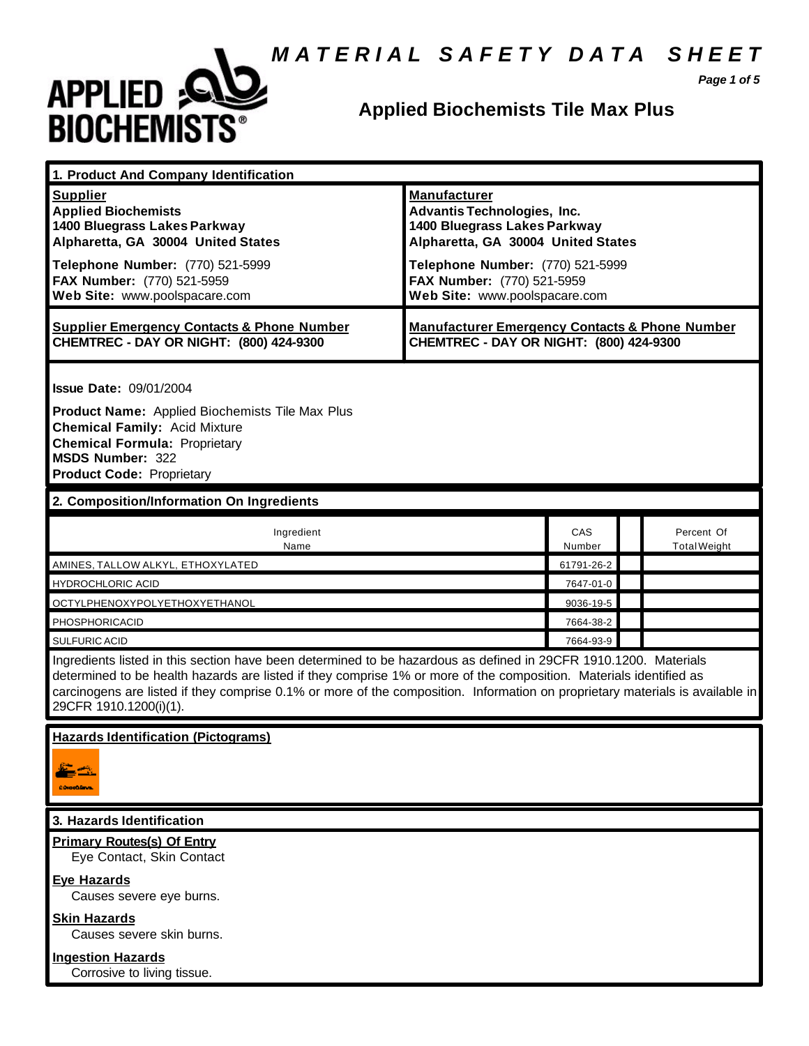# MATERIAL SAFETY DATA SHEET

## Applied Biochemists Tile Max Plus

### 1. Product And Company Identification

| **Supplier** | **Manufacturer** |
|---|---|
| **Applied Biochemists**<br>**1400 Bluegrass Lakes Parkway**<br>**Alpharetta, GA 30004 United States** | **Advantis Technologies, Inc.**<br>**1400 Bluegrass Lakes Parkway**<br>**Alpharetta, GA 30004 United States** |
| **Telephone Number:** (770) 521-5999<br>**FAX Number:** (770) 521-5959<br>**Web Site:** www.poolspacare.com | **Telephone Number:** (770) 521-5999<br>**FAX Number:** (770) 521-5959<br>**Web Site:** www.poolspacare.com |
| **Supplier Emergency Contacts & Phone Number**<br>**CHEMTREC - DAY OR NIGHT: (800) 424-9300** | **Manufacturer Emergency Contacts & Phone Number**<br>**CHEMTREC - DAY OR NIGHT: (800) 424-9300** |

**Issue Date:** 09/01/2004

**Product Name:** Applied Biochemists Tile Max Plus
**Chemical Family:** Acid Mixture
**Chemical Formula:** Proprietary
**MSDS Number:** 322
**Product Code:** Proprietary

### 2. Composition/Information On Ingredients

| Ingredient Name | CAS Number | | Percent Of Total Weight |
|---|---|---|---|
| AMINES, TALLOW ALKYL, ETHOXYLATED | 61791-26-2 | | |
| HYDROCHLORIC ACID | 7647-01-0 | | |
| OCTYLPHENOXYPOLYETHOXYETHANOL | 9036-19-5 | | |
| PHOSPHORICACID | 7664-38-2 | | |
| SULFURIC ACID | 7664-93-9 | | |

Ingredients listed in this section have been determined to be hazardous as defined in 29CFR 1910.1200. Materials determined to be health hazards are listed if they comprise 1% or more of the composition. Materials identified as carcinogens are listed if they comprise 0.1% or more of the composition. Information on proprietary materials is available in 29CFR 1910.1200(i)(1).

**Hazards Identification (Pictograms)**

### 3. Hazards Identification

**Primary Routes(s) Of Entry**
Eye Contact, Skin Contact

**Eye Hazards**
Causes severe eye burns.

**Skin Hazards**
Causes severe skin burns.

**Ingestion Hazards**
Corrosive to living tissue.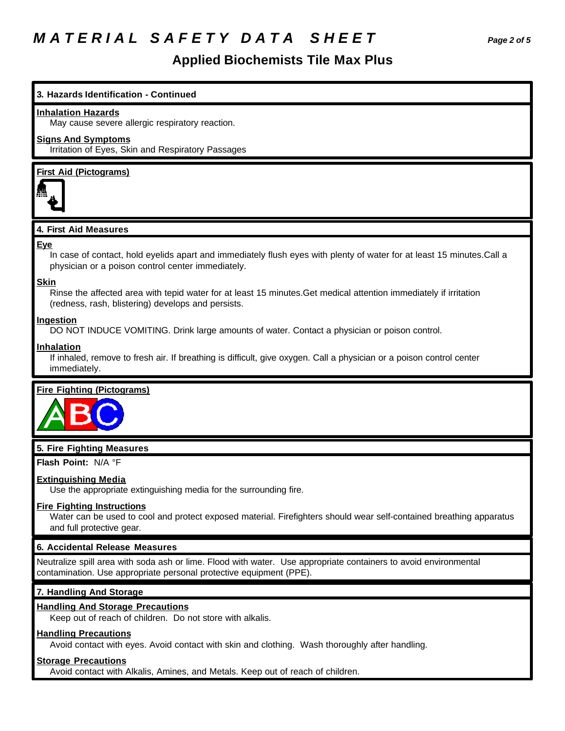## 3. Hazards Identification - Continued

**Inhalation Hazards**

May cause severe allergic respiratory reaction.

**Signs And Symptoms**

Irritation of Eyes, Skin and Respiratory Passages

**First Aid (Pictograms)**

## 4. First Aid Measures

**Eye**

In case of contact, hold eyelids apart and immediately flush eyes with plenty of water for at least 15 minutes.Call a physician or a poison control center immediately.

**Skin**

Rinse the affected area with tepid water for at least 15 minutes.Get medical attention immediately if irritation (redness, rash, blistering) develops and persists.

**Ingestion**

DO NOT INDUCE VOMITING. Drink large amounts of water. Contact a physician or poison control.

**Inhalation**

If inhaled, remove to fresh air. If breathing is difficult, give oxygen. Call a physician or a poison control center immediately.

**Fire Fighting (Pictograms)**

## 5. Fire Fighting Measures

**Flash Point:** N/A °F

**Extinguishing Media**

Use the appropriate extinguishing media for the surrounding fire.

**Fire Fighting Instructions**

Water can be used to cool and protect exposed material. Firefighters should wear self-contained breathing apparatus and full protective gear.

## 6. Accidental Release Measures

Neutralize spill area with soda ash or lime. Flood with water. Use appropriate containers to avoid environmental contamination. Use appropriate personal protective equipment (PPE).

## 7. Handling And Storage

**Handling And Storage Precautions**

Keep out of reach of children. Do not store with alkalis.

**Handling Precautions**

Avoid contact with eyes. Avoid contact with skin and clothing. Wash thoroughly after handling.

**Storage Precautions**

Avoid contact with Alkalis, Amines, and Metals. Keep out of reach of children.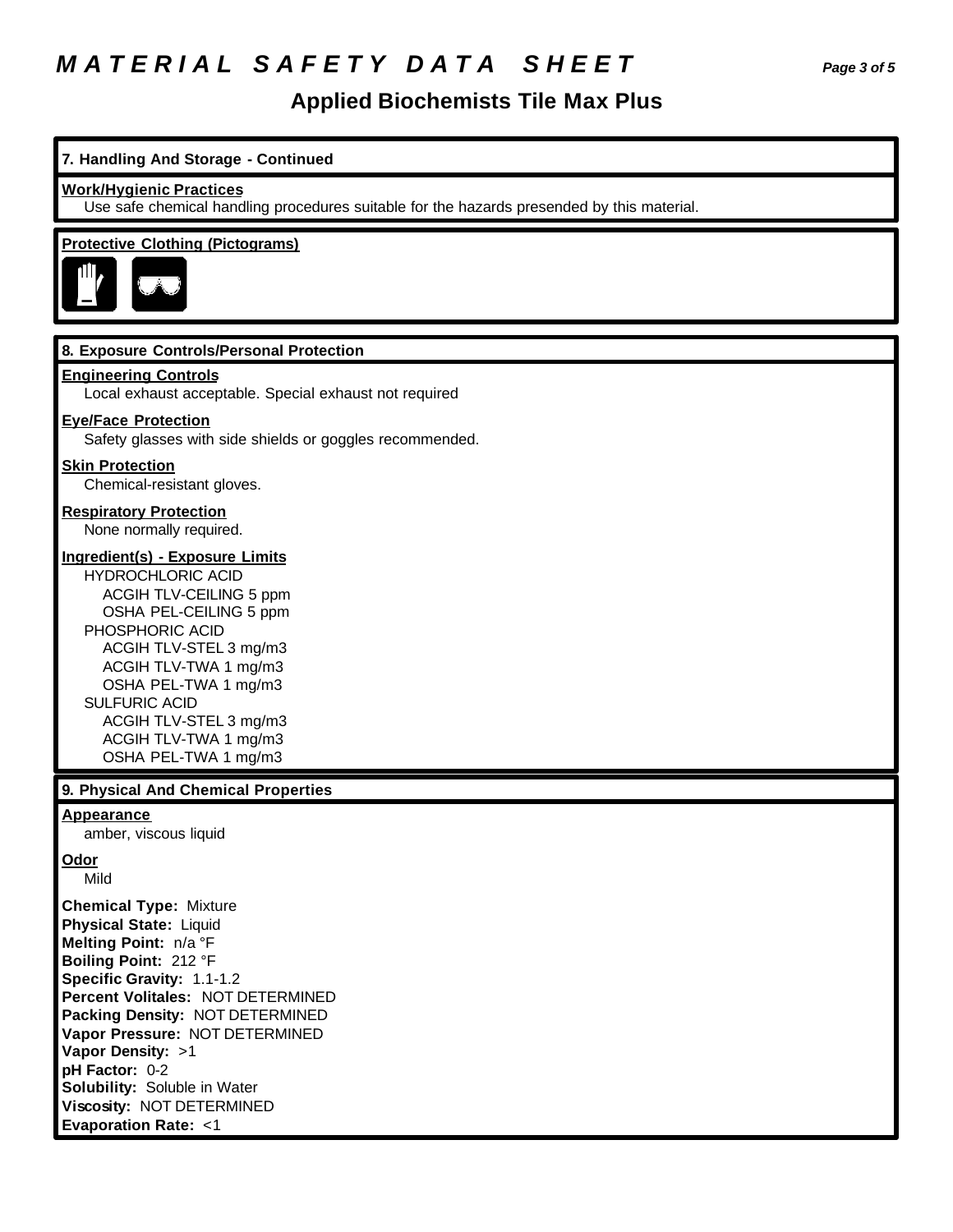# MATERIAL SAFETY DATA SHEET

## Applied Biochemists Tile Max Plus

### 7. Handling And Storage - Continued

**Work/Hygienic Practices**

Use safe chemical handling procedures suitable for the hazards presended by this material.

**Protective Clothing (Pictograms)**

### 8. Exposure Controls/Personal Protection

**Engineering Controls**

Local exhaust acceptable. Special exhaust not required

**Eye/Face Protection**

Safety glasses with side shields or goggles recommended.

**Skin Protection**

Chemical-resistant gloves.

**Respiratory Protection**

None normally required.

**Ingredient(s) - Exposure Limits**

HYDROCHLORIC ACID
- ACGIH TLV-CEILING 5 ppm
- OSHA PEL-CEILING 5 ppm

PHOSPHORIC ACID
- ACGIH TLV-STEL 3 mg/m3
- ACGIH TLV-TWA 1 mg/m3
- OSHA PEL-TWA 1 mg/m3

SULFURIC ACID
- ACGIH TLV-STEL 3 mg/m3
- ACGIH TLV-TWA 1 mg/m3
- OSHA PEL-TWA 1 mg/m3

### 9. Physical And Chemical Properties

**Appearance**

amber, viscous liquid

**Odor**

Mild

**Chemical Type:** Mixture
**Physical State:** Liquid
**Melting Point:** n/a °F
**Boiling Point:** 212 °F
**Specific Gravity:** 1.1-1.2
**Percent Volitales:** NOT DETERMINED
**Packing Density:** NOT DETERMINED
**Vapor Pressure:** NOT DETERMINED
**Vapor Density:** >1
**pH Factor:** 0-2
**Solubility:** Soluble in Water
**Viscosity:** NOT DETERMINED
**Evaporation Rate:** <1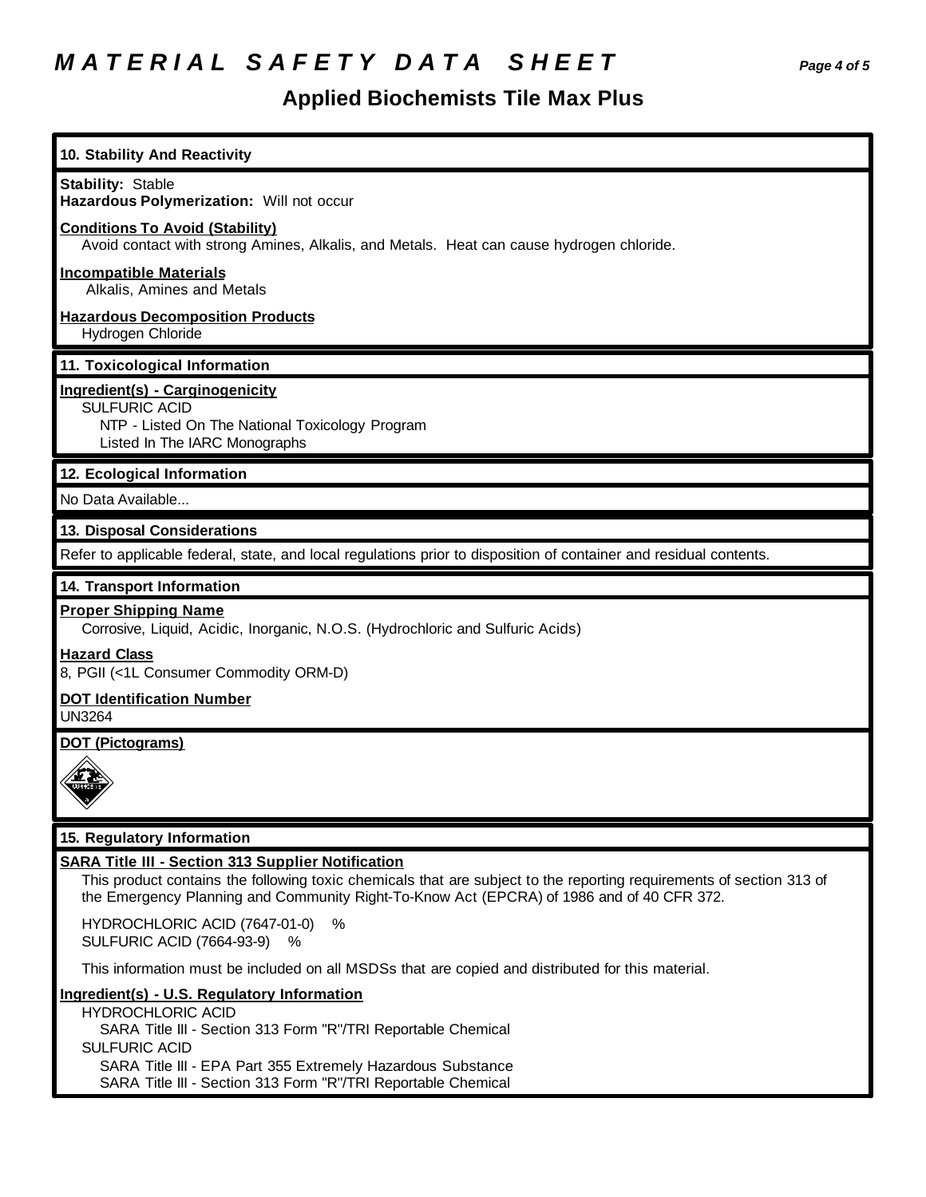# MATERIAL SAFETY DATA SHEET

## Applied Biochemists Tile Max Plus

### 10. Stability And Reactivity

**Stability:** Stable
**Hazardous Polymerization:** Will not occur

**Conditions To Avoid (Stability)**
Avoid contact with strong Amines, Alkalis, and Metals. Heat can cause hydrogen chloride.

**Incompatible Materials**
Alkalis, Amines and Metals

**Hazardous Decomposition Products**
Hydrogen Chloride

### 11. Toxicological Information

**Ingredient(s) - Carginogenicity**
SULFURIC ACID
NTP - Listed On The National Toxicology Program
Listed In The IARC Monographs

### 12. Ecological Information

No Data Available...

### 13. Disposal Considerations

Refer to applicable federal, state, and local regulations prior to disposition of container and residual contents.

### 14. Transport Information

**Proper Shipping Name**
Corrosive, Liquid, Acidic, Inorganic, N.O.S. (Hydrochloric and Sulfuric Acids)

**Hazard Class**
8, PGII (<1L Consumer Commodity ORM-D)

**DOT Identification Number**
UN3264

**DOT (Pictograms)**

### 15. Regulatory Information

**SARA Title III - Section 313 Supplier Notification**
This product contains the following toxic chemicals that are subject to the reporting requirements of section 313 of the Emergency Planning and Community Right-To-Know Act (EPCRA) of 1986 and of 40 CFR 372.

HYDROCHLORIC ACID (7647-01-0) %
SULFURIC ACID (7664-93-9) %

This information must be included on all MSDSs that are copied and distributed for this material.

**Ingredient(s) - U.S. Regulatory Information**
HYDROCHLORIC ACID
SARA Title III - Section 313 Form "R"/TRI Reportable Chemical
SULFURIC ACID
SARA Title III - EPA Part 355 Extremely Hazardous Substance
SARA Title III - Section 313 Form "R"/TRI Reportable Chemical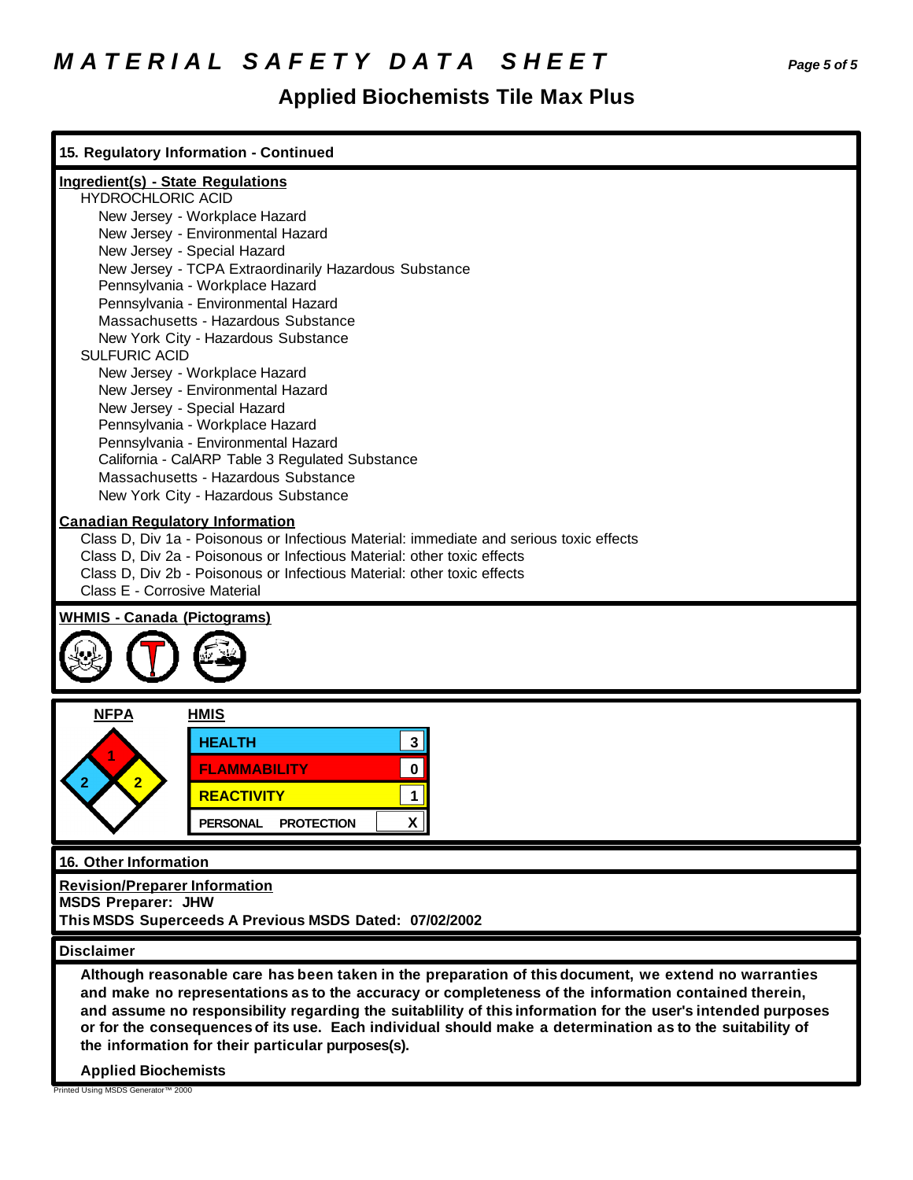# MATERIAL SAFETY DATA SHEET

## Applied Biochemists Tile Max Plus

### 15. Regulatory Information - Continued

**Ingredient(s) - State Regulations**

HYDROCHLORIC ACID
- New Jersey - Workplace Hazard
- New Jersey - Environmental Hazard
- New Jersey - Special Hazard
- New Jersey - TCPA Extraordinarily Hazardous Substance
- Pennsylvania - Workplace Hazard
- Pennsylvania - Environmental Hazard
- Massachusetts - Hazardous Substance
- New York City - Hazardous Substance

SULFURIC ACID
- New Jersey - Workplace Hazard
- New Jersey - Environmental Hazard
- New Jersey - Special Hazard
- Pennsylvania - Workplace Hazard
- Pennsylvania - Environmental Hazard
- California - CalARP Table 3 Regulated Substance
- Massachusetts - Hazardous Substance
- New York City - Hazardous Substance

**Canadian Regulatory Information**

Class D, Div 1a - Poisonous or Infectious Material: immediate and serious toxic effects
Class D, Div 2a - Poisonous or Infectious Material: other toxic effects
Class D, Div 2b - Poisonous or Infectious Material: other toxic effects
Class E - Corrosive Material

**WHMIS - Canada (Pictograms)**

**NFPA**

Health: 2
Flammability: 1
Reactivity: 2

**HMIS**

| | |
|---|---|
| HEALTH | 3 |
| FLAMMABILITY | 0 |
| REACTIVITY | 1 |
| PERSONAL PROTECTION | X |

### 16. Other Information

**Revision/Preparer Information**
**MSDS Preparer: JHW**
**This MSDS Superceeds A Previous MSDS Dated: 07/02/2002**

### Disclaimer

**Although reasonable care has been taken in the preparation of this document, we extend no warranties and make no representations as to the accuracy or completeness of the information contained therein, and assume no responsibility regarding the suitablility of this information for the user's intended purposes or for the consequences of its use. Each individual should make a determination as to the suitability of the information for their particular purposes(s).**

**Applied Biochemists**

Printed Using MSDS Generator™ 2000